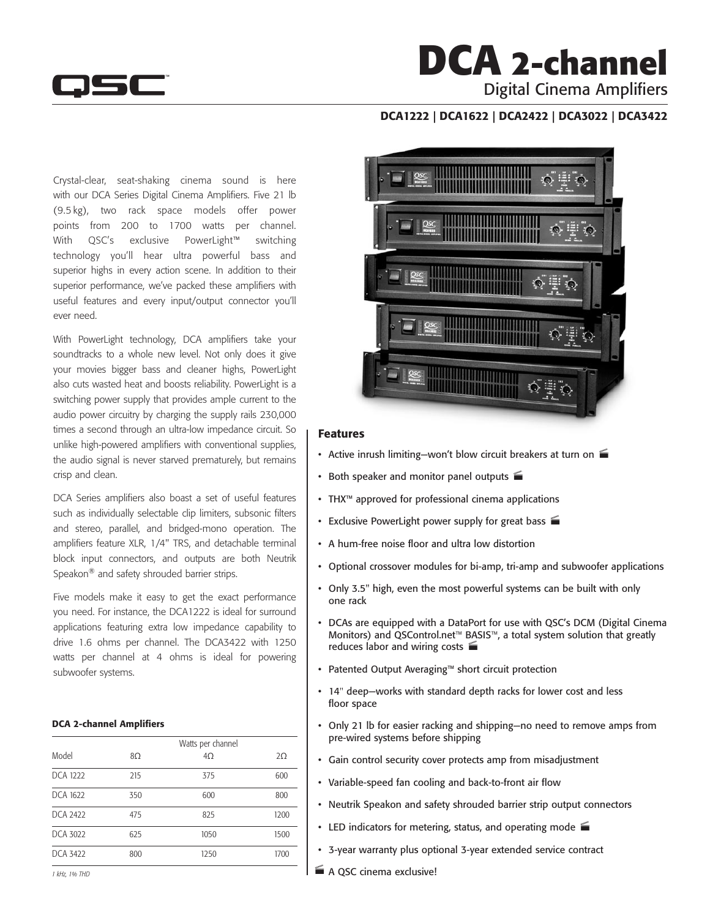# DCA 2-channel

Digital Cinema Amplifiers

**DCA1222 | DCA1622 | DCA2422 | DCA3022 | DCA3422**

Crystal-clear, seat-shaking cinema sound is here with our DCA Series Digital Cinema Amplifiers. Five 21 lb (9.5 kg), two rack space models offer power points from 200 to 1700 watts per channel. With QSC's exclusive PowerLight™ switching technology you'll hear ultra powerful bass and superior highs in every action scene. In addition to their superior performance, we've packed these amplifiers with useful features and every input/output connector you'll ever need.

With PowerLight technology, DCA amplifiers take your soundtracks to a whole new level. Not only does it give your movies bigger bass and cleaner highs, PowerLight also cuts wasted heat and boosts reliability. PowerLight is a switching power supply that provides ample current to the audio power circuitry by charging the supply rails 230,000 times a second through an ultra-low impedance circuit. So unlike high-powered amplifiers with conventional supplies, the audio signal is never starved prematurely, but remains crisp and clean.

DCA Series amplifiers also boast a set of useful features such as individually selectable clip limiters, subsonic filters and stereo, parallel, and bridged-mono operation. The amplifiers feature XLR, 1/4" TRS, and detachable terminal block input connectors, and outputs are both Neutrik Speakon® and safety shrouded barrier strips.

Five models make it easy to get the exact performance you need. For instance, the DCA1222 is ideal for surround applications featuring extra low impedance capability to drive 1.6 ohms per channel. The DCA3422 with 1250 watts per channel at 4 ohms is ideal for powering subwoofer systems.

**DCA 2-channel Amplifiers**

| | Watts per channel | | |
|---|---|---|---|
| Model | 8Ω | 4Ω | 2Ω |
| DCA 1222 | 215 | 375 | 600 |
| DCA 1622 | 350 | 600 | 800 |
| DCA 2422 | 475 | 825 | 1200 |
| DCA 3022 | 625 | 1050 | 1500 |
| DCA 3422 | 800 | 1250 | 1700 |

*1 kHz, 1% THD*

## Features

- Active inrush limiting—won't blow circuit breakers at turn on 🎬
- Both speaker and monitor panel outputs 🎬
- THX™ approved for professional cinema applications
- Exclusive PowerLight power supply for great bass 🎬
- A hum-free noise floor and ultra low distortion
- Optional crossover modules for bi-amp, tri-amp and subwoofer applications
- Only 3.5" high, even the most powerful systems can be built with only one rack
- DCAs are equipped with a DataPort for use with QSC's DCM (Digital Cinema Monitors) and QSControl.net™ BASIS™, a total system solution that greatly reduces labor and wiring costs 🎬
- Patented Output Averaging™ short circuit protection
- 14" deep—works with standard depth racks for lower cost and less floor space
- Only 21 lb for easier racking and shipping—no need to remove amps from pre-wired systems before shipping
- Gain control security cover protects amp from misadjustment
- Variable-speed fan cooling and back-to-front air flow
- Neutrik Speakon and safety shrouded barrier strip output connectors
- LED indicators for metering, status, and operating mode 🎬
- 3-year warranty plus optional 3-year extended service contract

🎬 A QSC cinema exclusive!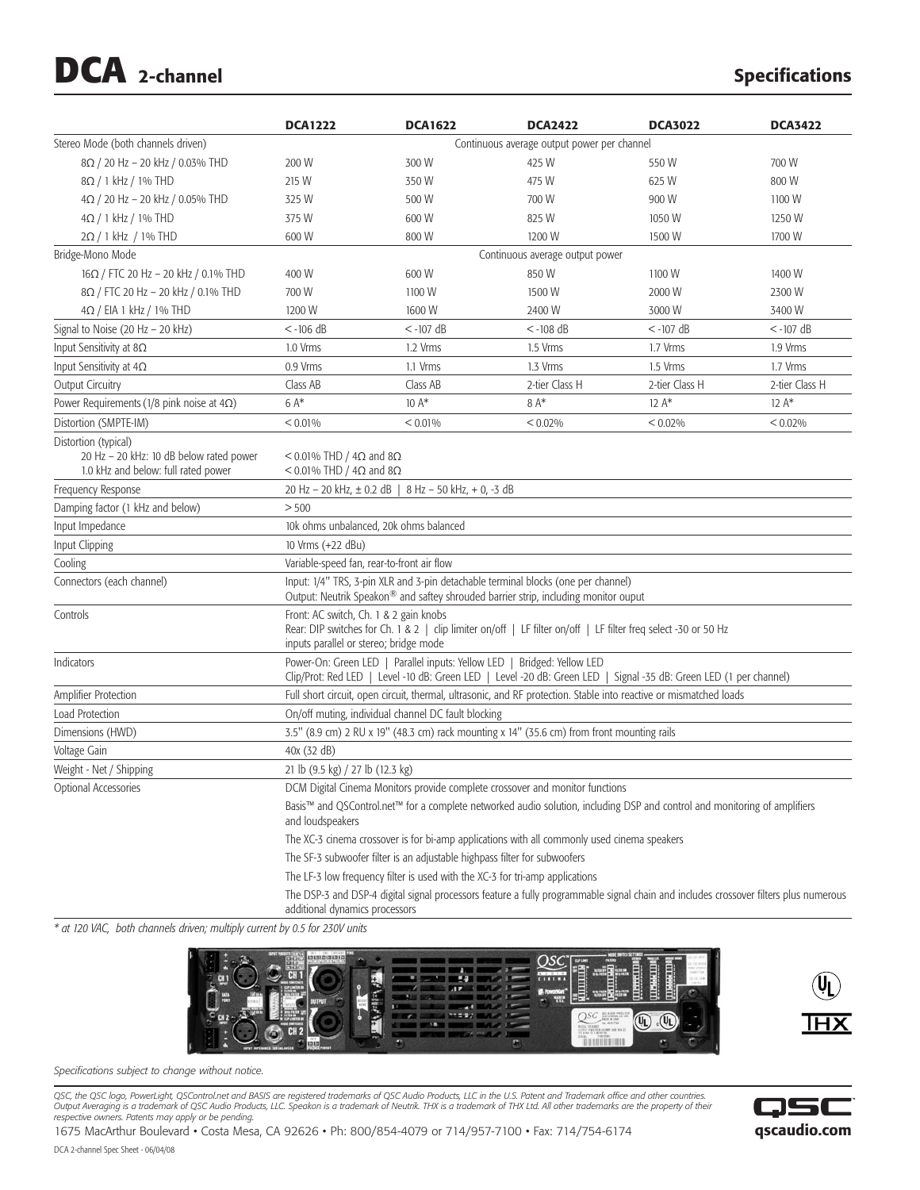# DCA 2-channel

## Specifications

| | DCA1222 | DCA1622 | DCA2422 | DCA3022 | DCA3422 |
|---|---|---|---|---|---|
| Stereo Mode (both channels driven) | Continuous average output power per channel | | | | |
| 8Ω / 20 Hz – 20 kHz / 0.03% THD | 200 W | 300 W | 425 W | 550 W | 700 W |
| 8Ω / 1 kHz / 1% THD | 215 W | 350 W | 475 W | 625 W | 800 W |
| 4Ω / 20 Hz – 20 kHz / 0.05% THD | 325 W | 500 W | 700 W | 900 W | 1100 W |
| 4Ω / 1 kHz / 1% THD | 375 W | 600 W | 825 W | 1050 W | 1250 W |
| 2Ω / 1 kHz / 1% THD | 600 W | 800 W | 1200 W | 1500 W | 1700 W |
| Bridge-Mono Mode | Continuous average output power | | | | |
| 16Ω / FTC 20 Hz – 20 kHz / 0.1% THD | 400 W | 600 W | 850 W | 1100 W | 1400 W |
| 8Ω / FTC 20 Hz – 20 kHz / 0.1% THD | 700 W | 1100 W | 1500 W | 2000 W | 2300 W |
| 4Ω / EIA 1 kHz / 1% THD | 1200 W | 1600 W | 2400 W | 3000 W | 3400 W |
| Signal to Noise (20 Hz – 20 kHz) | < -106 dB | < -107 dB | < -108 dB | < -107 dB | < -107 dB |
| Input Sensitivity at 8Ω | 1.0 Vrms | 1.2 Vrms | 1.5 Vrms | 1.7 Vrms | 1.9 Vrms |
| Input Sensitivity at 4Ω | 0.9 Vrms | 1.1 Vrms | 1.3 Vrms | 1.5 Vrms | 1.7 Vrms |
| Output Circuitry | Class AB | Class AB | 2-tier Class H | 2-tier Class H | 2-tier Class H |
| Power Requirements (1/8 pink noise at 4Ω) | 6 A* | 10 A* | 8 A* | 12 A* | 12 A* |
| Distortion (SMPTE-IM) | < 0.01% | < 0.01% | < 0.02% | < 0.02% | < 0.02% |
| Distortion (typical)<br>20 Hz – 20 kHz: 10 dB below rated power<br>1.0 kHz and below: full rated power | < 0.01% THD / 4Ω and 8Ω<br>< 0.01% THD / 4Ω and 8Ω | | | | |
| Frequency Response | 20 Hz – 20 kHz, ± 0.2 dB \| 8 Hz – 50 kHz, + 0, -3 dB | | | | |
| Damping factor (1 kHz and below) | > 500 | | | | |
| Input Impedance | 10k ohms unbalanced, 20k ohms balanced | | | | |
| Input Clipping | 10 Vrms (+22 dBu) | | | | |
| Cooling | Variable-speed fan, rear-to-front air flow | | | | |
| Connectors (each channel) | Input: 1/4" TRS, 3-pin XLR and 3-pin detachable terminal blocks (one per channel)<br>Output: Neutrik Speakon® and saftey shrouded barrier strip, including monitor ouput | | | | |
| Controls | Front: AC switch, Ch. 1 & 2 gain knobs<br>Rear: DIP switches for Ch. 1 & 2 \| clip limiter on/off \| LF filter on/off \| LF filter freq select -30 or 50 Hz<br>inputs parallel or stereo; bridge mode | | | | |
| Indicators | Power-On: Green LED \| Parallel inputs: Yellow LED \| Bridged: Yellow LED<br>Clip/Prot: Red LED \| Level -10 dB: Green LED \| Level -20 dB: Green LED \| Signal -35 dB: Green LED (1 per channel) | | | | |
| Amplifier Protection | Full short circuit, open circuit, thermal, ultrasonic, and RF protection. Stable into reactive or mismatched loads | | | | |
| Load Protection | On/off muting, individual channel DC fault blocking | | | | |
| Dimensions (HWD) | 3.5" (8.9 cm) 2 RU x 19" (48.3 cm) rack mounting x 14" (35.6 cm) from front mounting rails | | | | |
| Voltage Gain | 40x (32 dB) | | | | |
| Weight - Net / Shipping | 21 lb (9.5 kg) / 27 lb (12.3 kg) | | | | |
| Optional Accessories | DCM Digital Cinema Monitors provide complete crossover and monitor functions<br>Basis™ and QSControl.net™ for a complete networked audio solution, including DSP and control and monitoring of amplifiers and loudspeakers<br>The XC-3 cinema crossover is for bi-amp applications with all commonly used cinema speakers<br>The SF-3 subwoofer filter is an adjustable highpass filter for subwoofers<br>The LF-3 low frequency filter is used with the XC-3 for tri-amp applications<br>The DSP-3 and DSP-4 digital signal processors feature a fully programmable signal chain and includes crossover filters plus numerous additional dynamics processors | | | | |

*\* at 120 VAC, both channels driven; multiply current by 0.5 for 230V units*

*Specifications subject to change without notice.*

*QSC, the QSC logo, PowerLight, QSControl.net and BASIS are registered trademarks of QSC Audio Products, LLC in the U.S. Patent and Trademark office and other countries. Output Averaging is a trademark of QSC Audio Products, LLC. Speakon is a trademark of Neutrik. THX is a trademark of THX Ltd. All other trademarks are the property of their respective owners. Patents may apply or be pending.*

1675 MacArthur Boulevard • Costa Mesa, CA 92626 • Ph: 800/854-4079 or 714/957-7100 • Fax: 714/754-6174

**qscaudio.com**

DCA 2-channel Spec Sheet - 06/04/08